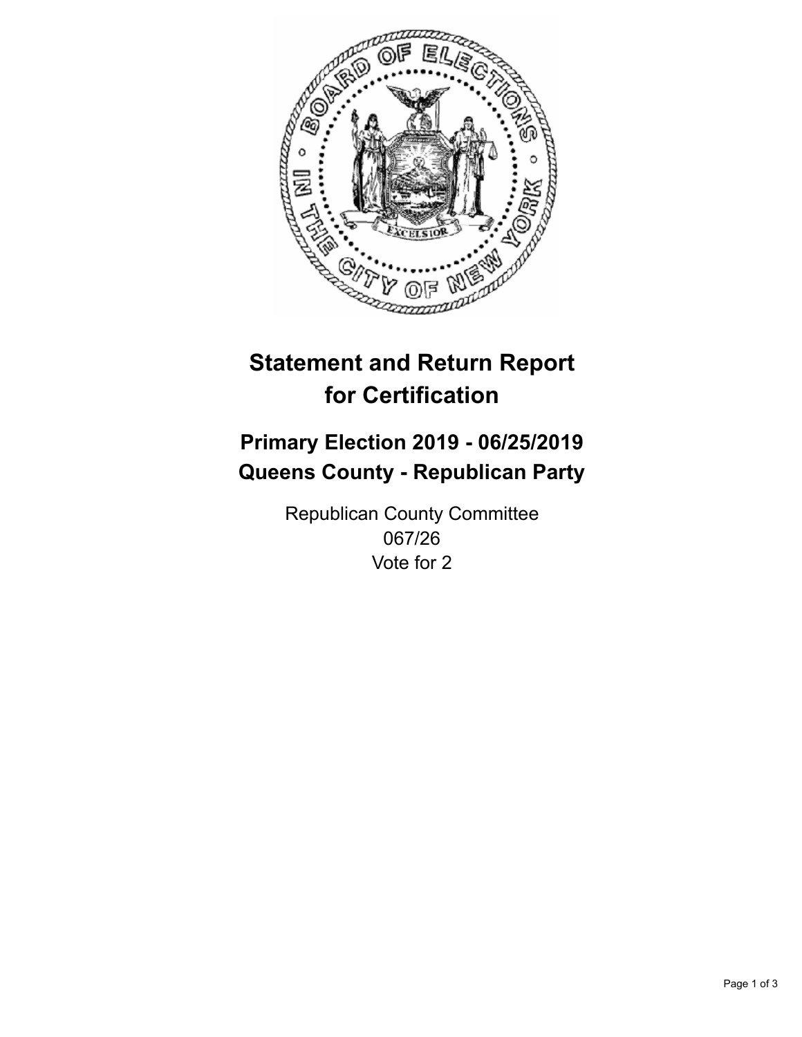# Statement and Return Report for Certification

## Primary Election 2019 - 06/25/2019
## Queens County - Republican Party

Republican County Committee
067/26
Vote for 2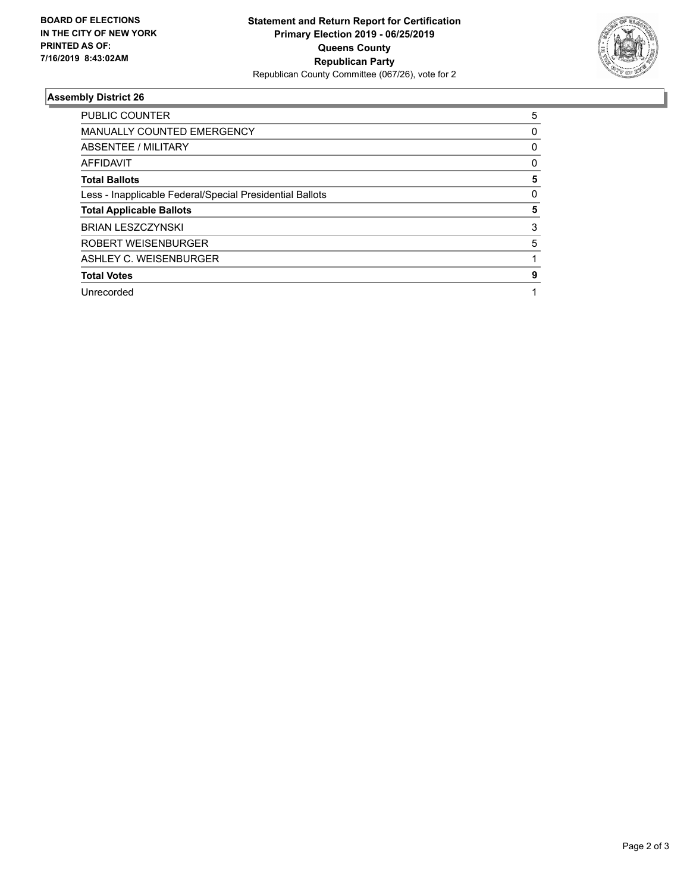**BOARD OF ELECTIONS IN THE CITY OF NEW YORK PRINTED AS OF: 7/16/2019 8:43:02AM**

**Statement and Return Report for Certification**
**Primary Election 2019 - 06/25/2019**
**Queens County**
**Republican Party**
Republican County Committee (067/26), vote for 2

### Assembly District 26

| | |
|---|---|
| PUBLIC COUNTER | 5 |
| MANUALLY COUNTED EMERGENCY | 0 |
| ABSENTEE / MILITARY | 0 |
| AFFIDAVIT | 0 |
| **Total Ballots** | **5** |
| Less - Inapplicable Federal/Special Presidential Ballots | 0 |
| **Total Applicable Ballots** | **5** |
| BRIAN LESZCZYNSKI | 3 |
| ROBERT WEISENBURGER | 5 |
| ASHLEY C. WEISENBURGER | 1 |
| **Total Votes** | **9** |
| Unrecorded | 1 |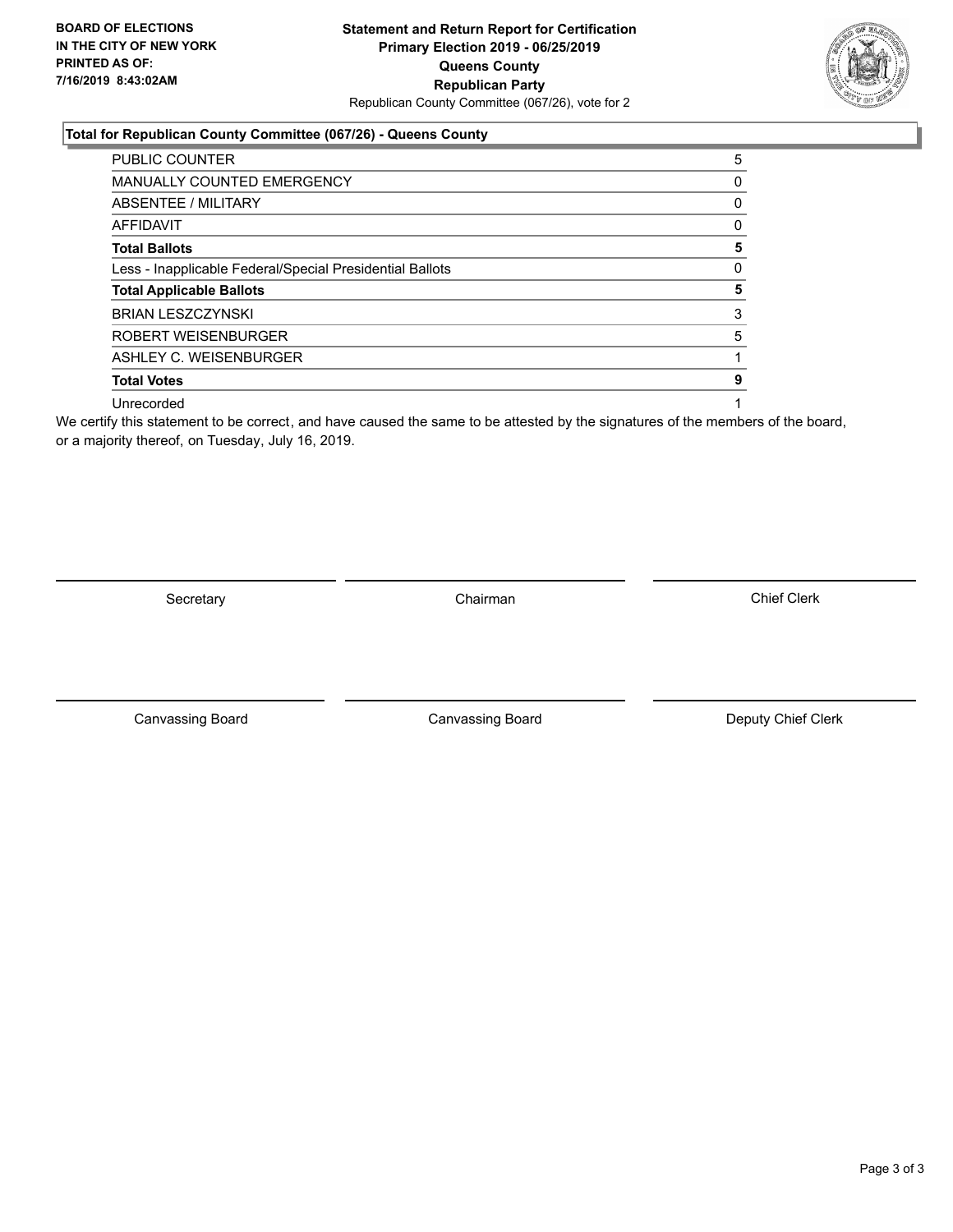**BOARD OF ELECTIONS IN THE CITY OF NEW YORK PRINTED AS OF: 7/16/2019 8:43:02AM**

**Statement and Return Report for Certification Primary Election 2019 - 06/25/2019 Queens County Republican Party**

Republican County Committee (067/26), vote for 2

**Total for Republican County Committee (067/26) - Queens County**

| | |
|---|---|
| PUBLIC COUNTER | 5 |
| MANUALLY COUNTED EMERGENCY | 0 |
| ABSENTEE / MILITARY | 0 |
| AFFIDAVIT | 0 |
| **Total Ballots** | **5** |
| Less - Inapplicable Federal/Special Presidential Ballots | 0 |
| **Total Applicable Ballots** | **5** |
| BRIAN LESZCZYNSKI | 3 |
| ROBERT WEISENBURGER | 5 |
| ASHLEY C. WEISENBURGER | 1 |
| **Total Votes** | **9** |
| Unrecorded | 1 |

We certify this statement to be correct, and have caused the same to be attested by the signatures of the members of the board, or a majority thereof, on Tuesday, July 16, 2019.

Secretary

Chairman

Chief Clerk

Canvassing Board

Canvassing Board

Deputy Chief Clerk